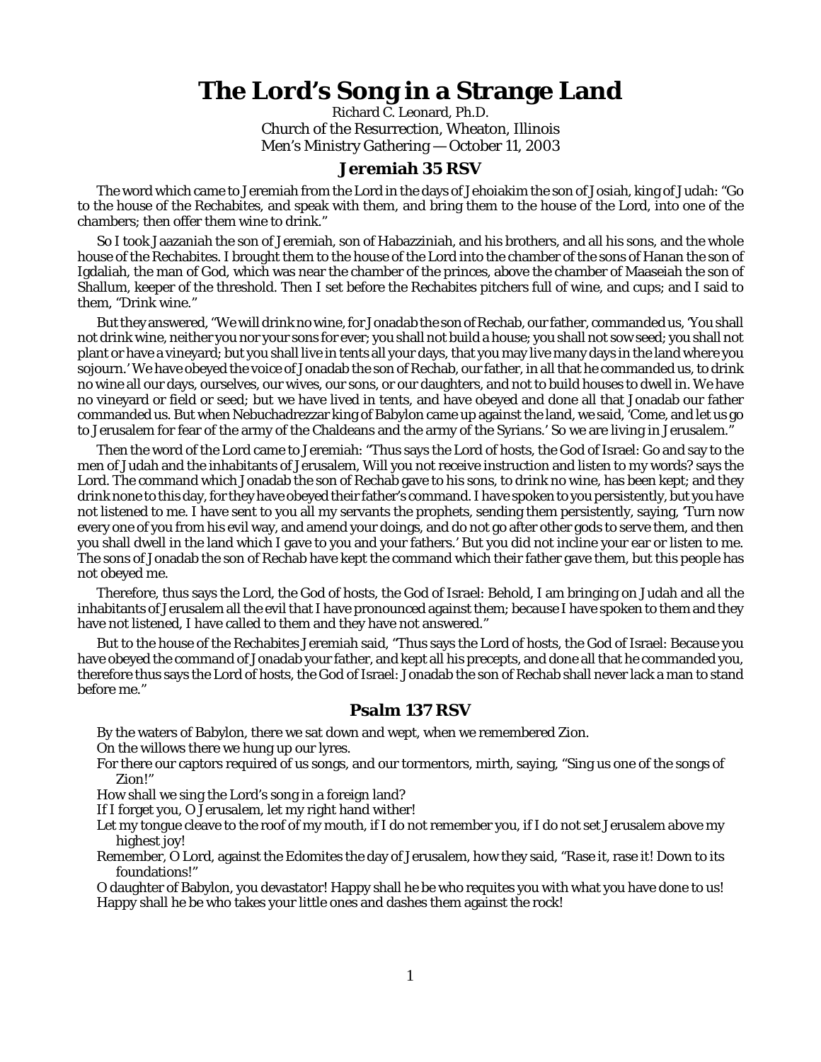# The Lord's Song in a Strange Land

Richard C. Leonard, Ph.D.
Church of the Resurrection, Wheaton, Illinois
Men's Ministry Gathering — October 11, 2003

## Jeremiah 35 RSV

The word which came to Jeremiah from the Lord in the days of Jehoiakim the son of Josiah, king of Judah: "Go to the house of the Rechabites, and speak with them, and bring them to the house of the Lord, into one of the chambers; then offer them wine to drink."

So I took Jaazaniah the son of Jeremiah, son of Habazziniah, and his brothers, and all his sons, and the whole house of the Rechabites. I brought them to the house of the Lord into the chamber of the sons of Hanan the son of Igdaliah, the man of God, which was near the chamber of the princes, above the chamber of Maaseiah the son of Shallum, keeper of the threshold. Then I set before the Rechabites pitchers full of wine, and cups; and I said to them, "Drink wine."

But they answered, "We will drink no wine, for Jonadab the son of Rechab, our father, commanded us, 'You shall not drink wine, neither you nor your sons for ever; you shall not build a house; you shall not sow seed; you shall not plant or have a vineyard; but you shall live in tents all your days, that you may live many days in the land where you sojourn.' We have obeyed the voice of Jonadab the son of Rechab, our father, in all that he commanded us, to drink no wine all our days, ourselves, our wives, our sons, or our daughters, and not to build houses to dwell in. We have no vineyard or field or seed; but we have lived in tents, and have obeyed and done all that Jonadab our father commanded us. But when Nebuchadrezzar king of Babylon came up against the land, we said, 'Come, and let us go to Jerusalem for fear of the army of the Chaldeans and the army of the Syrians.' So we are living in Jerusalem."

Then the word of the Lord came to Jeremiah: "Thus says the Lord of hosts, the God of Israel: Go and say to the men of Judah and the inhabitants of Jerusalem, Will you not receive instruction and listen to my words? says the Lord. The command which Jonadab the son of Rechab gave to his sons, to drink no wine, has been kept; and they drink none to this day, for they have obeyed their father's command. I have spoken to you persistently, but you have not listened to me. I have sent to you all my servants the prophets, sending them persistently, saying, 'Turn now every one of you from his evil way, and amend your doings, and do not go after other gods to serve them, and then you shall dwell in the land which I gave to you and your fathers.' But you did not incline your ear or listen to me. The sons of Jonadab the son of Rechab have kept the command which their father gave them, but this people has not obeyed me.

Therefore, thus says the Lord, the God of hosts, the God of Israel: Behold, I am bringing on Judah and all the inhabitants of Jerusalem all the evil that I have pronounced against them; because I have spoken to them and they have not listened, I have called to them and they have not answered."

But to the house of the Rechabites Jeremiah said, "Thus says the Lord of hosts, the God of Israel: Because you have obeyed the command of Jonadab your father, and kept all his precepts, and done all that he commanded you, therefore thus says the Lord of hosts, the God of Israel: Jonadab the son of Rechab shall never lack a man to stand before me."

## Psalm 137 RSV

By the waters of Babylon, there we sat down and wept, when we remembered Zion.
On the willows there we hung up our lyres.
For there our captors required of us songs, and our tormentors, mirth, saying, "Sing us one of the songs of Zion!"
How shall we sing the Lord's song in a foreign land?
If I forget you, O Jerusalem, let my right hand wither!
Let my tongue cleave to the roof of my mouth, if I do not remember you, if I do not set Jerusalem above my highest joy!
Remember, O Lord, against the Edomites the day of Jerusalem, how they said, "Rase it, rase it! Down to its foundations!"
O daughter of Babylon, you devastator! Happy shall he be who requites you with what you have done to us!
Happy shall he be who takes your little ones and dashes them against the rock!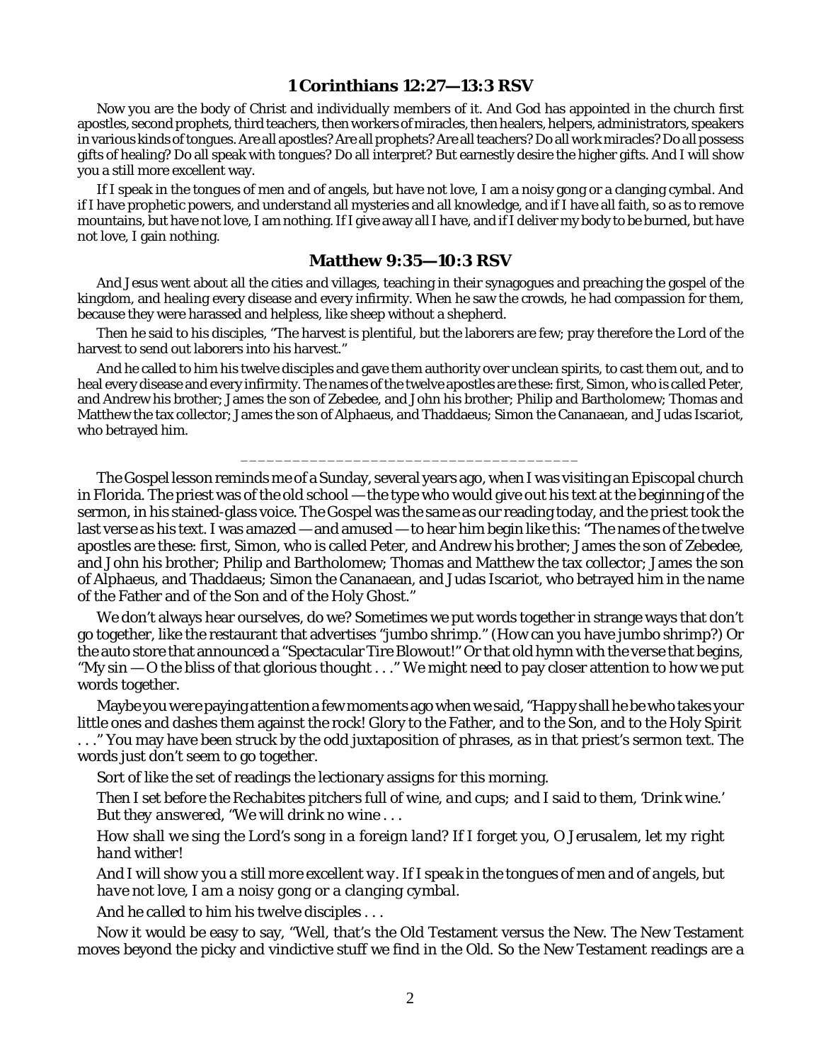## 1 Corinthians 12:27—13:3 RSV

Now you are the body of Christ and individually members of it. And God has appointed in the church first apostles, second prophets, third teachers, then workers of miracles, then healers, helpers, administrators, speakers in various kinds of tongues. Are all apostles? Are all prophets? Are all teachers? Do all work miracles? Do all possess gifts of healing? Do all speak with tongues? Do all interpret? But earnestly desire the higher gifts. And I will show you a still more excellent way.

If I speak in the tongues of men and of angels, but have not love, I am a noisy gong or a clanging cymbal. And if I have prophetic powers, and understand all mysteries and all knowledge, and if I have all faith, so as to remove mountains, but have not love, I am nothing. If I give away all I have, and if I deliver my body to be burned, but have not love, I gain nothing.

## Matthew 9:35—10:3 RSV

And Jesus went about all the cities and villages, teaching in their synagogues and preaching the gospel of the kingdom, and healing every disease and every infirmity. When he saw the crowds, he had compassion for them, because they were harassed and helpless, like sheep without a shepherd.

Then he said to his disciples, "The harvest is plentiful, but the laborers are few; pray therefore the Lord of the harvest to send out laborers into his harvest."

And he called to him his twelve disciples and gave them authority over unclean spirits, to cast them out, and to heal every disease and every infirmity. The names of the twelve apostles are these: first, Simon, who is called Peter, and Andrew his brother; James the son of Zebedee, and John his brother; Philip and Bartholomew; Thomas and Matthew the tax collector; James the son of Alphaeus, and Thaddaeus; Simon the Cananaean, and Judas Iscariot, who betrayed him.

_______________________________________

The Gospel lesson reminds me of a Sunday, several years ago, when I was visiting an Episcopal church in Florida. The priest was of the old school — the type who would give out his text at the beginning of the sermon, in his stained-glass voice. The Gospel was the same as our reading today, and the priest took the last verse as his text. I was amazed — and amused — to hear him begin like this: "The names of the twelve apostles are these: first, Simon, who is called Peter, and Andrew his brother; James the son of Zebedee, and John his brother; Philip and Bartholomew; Thomas and Matthew the tax collector; James the son of Alphaeus, and Thaddaeus; Simon the Cananaean, and Judas Iscariot, who betrayed him in the name of the Father and of the Son and of the Holy Ghost."

We don't always hear ourselves, do we? Sometimes we put words together in strange ways that don't go together, like the restaurant that advertises "jumbo shrimp." (How can you have jumbo shrimp?) Or the auto store that announced a "Spectacular Tire Blowout!" Or that old hymn with the verse that begins, "My sin — O the bliss of that glorious thought . . ." We might need to pay closer attention to how we put words together.

Maybe you *were* paying attention a few moments ago when we said, "Happy shall he be who takes your little ones and dashes them against the rock! Glory to the Father, and to the Son, and to the Holy Spirit . . ." You may have been struck by the odd juxtaposition of phrases, as in that priest's sermon text. The words just don't seem to go together.

Sort of like the set of readings the lectionary assigns for this morning.

*Then I set before the Rechabites pitchers full of wine, and cups; and I said to them, 'Drink wine.' But they answered, "We will drink no wine . . .*

*How shall we sing the Lord's song in a foreign land? If I forget you, O Jerusalem, let my right hand wither!*

*And I will show you a still more excellent way. If I speak in the tongues of men and of angels, but have not love, I am a noisy gong or a clanging cymbal.*

*And he called to him his twelve disciples . . .*

Now it would be easy to say, "Well, that's the Old Testament versus the New. The New Testament moves beyond the picky and vindictive stuff we find in the Old. So the New Testament readings are a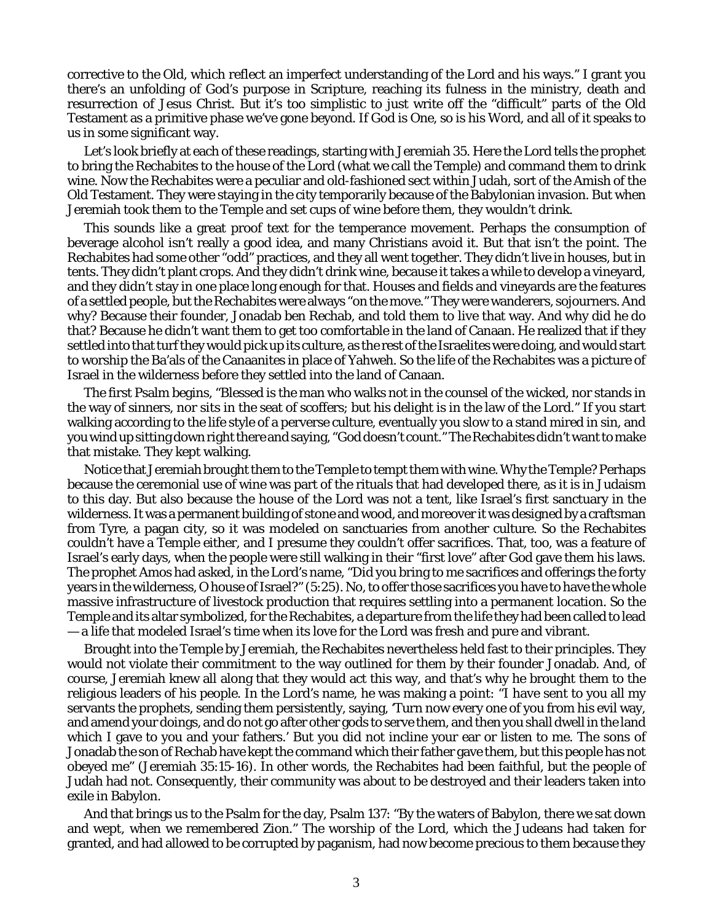corrective to the Old, which reflect an imperfect understanding of the Lord and his ways." I grant you there's an unfolding of God's purpose in Scripture, reaching its fulness in the ministry, death and resurrection of Jesus Christ. But it's too simplistic to just write off the "difficult" parts of the Old Testament as a primitive phase we've gone beyond. If God is One, so is his Word, and all of it speaks to us in some significant way.

Let's look briefly at each of these readings, starting with Jeremiah 35. Here the Lord tells the prophet to bring the Rechabites to the house of the Lord (what we call the Temple) and command them to drink wine. Now the Rechabites were a peculiar and old-fashioned sect within Judah, sort of the Amish of the Old Testament. They were staying in the city temporarily because of the Babylonian invasion. But when Jeremiah took them to the Temple and set cups of wine before them, they wouldn't drink.

This sounds like a great proof text for the temperance movement. Perhaps the consumption of beverage alcohol isn't really a good idea, and many Christians avoid it. But that isn't the point. The Rechabites had some other "odd" practices, and they all went together. They didn't live in houses, but in tents. They didn't plant crops. And they didn't drink wine, because it takes a while to develop a vineyard, and they didn't stay in one place long enough for that. Houses and fields and vineyards are the features of a settled people, but the Rechabites were always "on the move." They were wanderers, sojourners. And why? Because their founder, Jonadab ben Rechab, and told them to live that way. And why did he do that? Because he didn't want them to get too comfortable in the land of Canaan. He realized that if they settled into that turf they would pick up its culture, as the rest of the Israelites were doing, and would start to worship the Ba'als of the Canaanites in place of Yahweh. So the life of the Rechabites was a picture of Israel in the wilderness before they settled into the land of Canaan.

The first Psalm begins, "Blessed is the man who walks not in the counsel of the wicked, nor stands in the way of sinners, nor sits in the seat of scoffers; but his delight is in the law of the Lord." If you start walking according to the life style of a perverse culture, eventually you slow to a stand mired in sin, and you wind up sitting down right there and saying, "God doesn't count." The Rechabites didn't want to make that mistake. They kept walking.

Notice that Jeremiah brought them to the Temple to tempt them with wine. Why the Temple? Perhaps because the ceremonial use of wine was part of the rituals that had developed there, as it is in Judaism to this day. But also because the house of the Lord was not a tent, like Israel's first sanctuary in the wilderness. It was a permanent building of stone and wood, and moreover it was designed by a craftsman from Tyre, a pagan city, so it was modeled on sanctuaries from another culture. So the Rechabites couldn't have a Temple either, and I presume they couldn't offer sacrifices. That, too, was a feature of Israel's early days, when the people were still walking in their "first love" after God gave them his laws. The prophet Amos had asked, in the Lord's name, "Did you bring to me sacrifices and offerings the forty years in the wilderness, O house of Israel?" (5:25). No, to offer those sacrifices you have to have the whole massive infrastructure of livestock production that requires settling into a permanent location. So the Temple and its altar symbolized, for the Rechabites, a departure from the life they had been called to lead — a life that modeled Israel's time when its love for the Lord was fresh and pure and vibrant.

Brought into the Temple by Jeremiah, the Rechabites nevertheless held fast to their principles. They would not violate their commitment to the way outlined for them by their founder Jonadab. And, of course, Jeremiah knew all along that they would act this way, and that's why he brought them to the religious leaders of his people. In the Lord's name, he was making a point: "I have sent to you all my servants the prophets, sending them persistently, saying, 'Turn now every one of you from his evil way, and amend your doings, and do not go after other gods to serve them, and then you shall dwell in the land which I gave to you and your fathers.' But you did not incline your ear or listen to me. The sons of Jonadab the son of Rechab have kept the command which their father gave them, but this people has not obeyed me" (Jeremiah 35:15-16). In other words, the Rechabites had been faithful, but the people of Judah had not. Consequently, their community was about to be destroyed and their leaders taken into exile in Babylon.

And that brings us to the Psalm for the day, Psalm 137: "By the waters of Babylon, there we sat down and wept, when we remembered Zion." The worship of the Lord, which the Judeans had taken for granted, and had allowed to be corrupted by paganism, had now become precious to them because they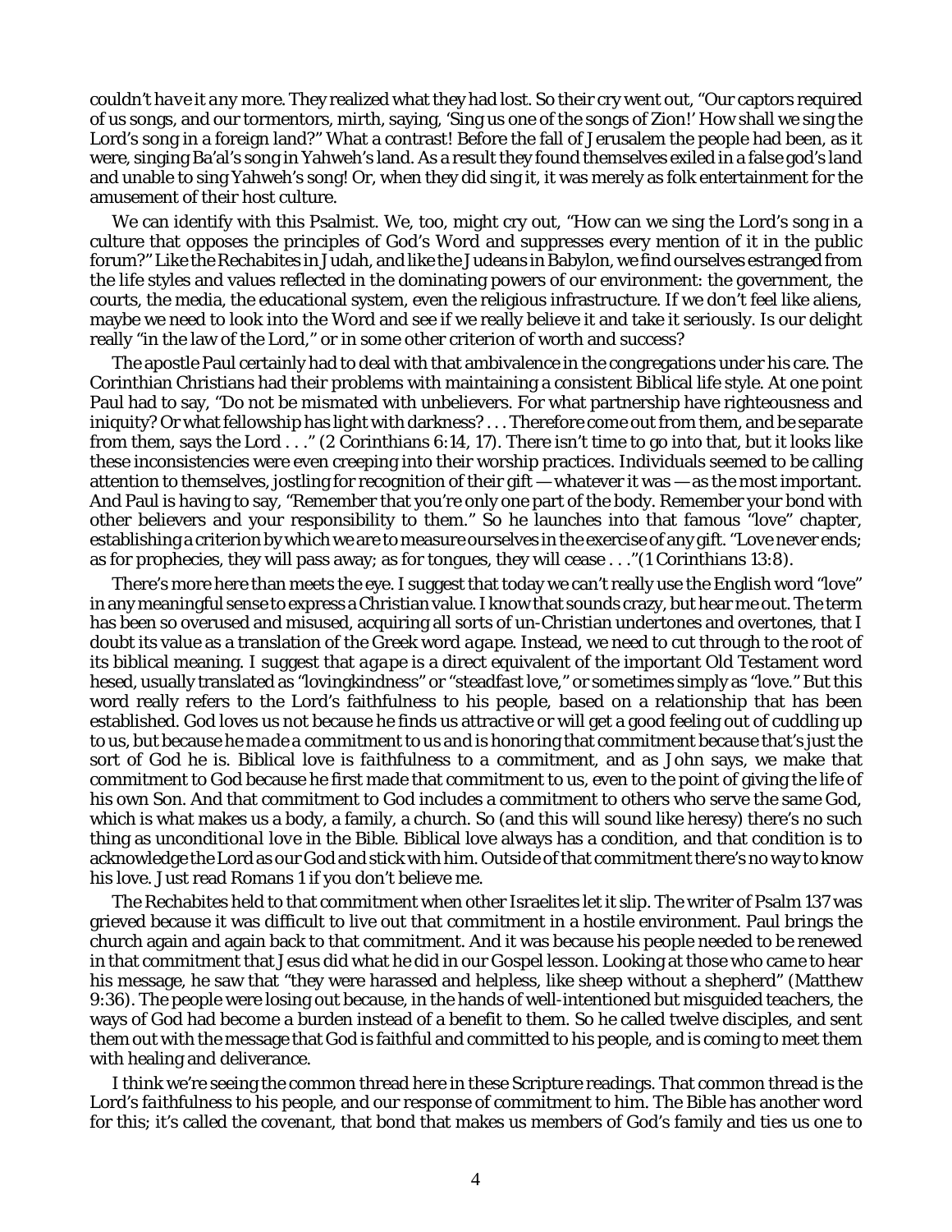couldn't *have* it any more. They realized what they had lost. So their cry went out, "Our captors required of us songs, and our tormentors, mirth, saying, 'Sing us one of the songs of Zion!' How shall we sing the Lord's song in a foreign land?" What a contrast! Before the fall of Jerusalem the people had been, as it were, singing Ba'al's song in Yahweh's land. As a result they found themselves exiled in a false god's land and unable to sing Yahweh's song! Or, when they did sing it, it was merely as folk entertainment for the amusement of their host culture.

We can identify with this Psalmist. We, too, might cry out, "How can we sing the Lord's song in a culture that opposes the principles of God's Word and suppresses every mention of it in the public forum?" Like the Rechabites in Judah, and like the Judeans in Babylon, we find ourselves estranged from the life styles and values reflected in the dominating powers of our environment: the government, the courts, the media, the educational system, even the religious infrastructure. If we don't feel like aliens, maybe we need to look into the Word and see if we really believe it and take it seriously. Is our delight really "in the law of the Lord," or in some other criterion of worth and success?

The apostle Paul certainly had to deal with that ambivalence in the congregations under his care. The Corinthian Christians had their problems with maintaining a consistent Biblical life style. At one point Paul had to say, "Do not be mismated with unbelievers. For what partnership have righteousness and iniquity? Or what fellowship has light with darkness? . . . Therefore come out from them, and be separate from them, says the Lord . . ." (2 Corinthians 6:14, 17). There isn't time to go into that, but it looks like these inconsistencies were even creeping into their worship practices. Individuals seemed to be calling attention to themselves, jostling for recognition of their gift — whatever it was — as the most important. And Paul is having to say, "Remember that you're only one part of the body. Remember your bond with other believers and your responsibility to them." So he launches into that famous "love" chapter, establishing a criterion by which we are to measure ourselves in the exercise of any gift. "Love never ends; as for prophecies, they will pass away; as for tongues, they will cease . . ."(1 Corinthians 13:8).

There's more here than meets the eye. I suggest that today we can't really use the English word "love" in any meaningful sense to express a Christian value. I know that sounds crazy, but hear me out. The term has been so overused and misused, acquiring all sorts of un-Christian undertones and overtones, that I doubt its value as a translation of the Greek word *agape*. Instead, we need to cut through to the root of its biblical meaning. I suggest that *agape* is a direct equivalent of the important Old Testament word hesed, usually translated as "lovingkindness" or "steadfast love," or sometimes simply as "love." But this word really refers to the Lord's faithfulness to his people, based on a relationship that has been established. God loves us not because he finds us attractive or will get a good feeling out of cuddling up to us, but because he *made a commitment* to us and is honoring that commitment because that's just the sort of God he is. Biblical love is *faithfulness to a commitment*, and as John says, we make that commitment to God because he first made that commitment to us, even to the point of giving the life of his own Son. And that commitment to God includes a commitment to others who serve the same God, which is what makes us a body, a family, a church. So (and this will sound like heresy) there's no such thing as *unconditional love* in the Bible. Biblical love always has a condition, and that condition is to acknowledge the Lord as our God and stick with him. Outside of that commitment there's no way to know his love. Just read Romans 1 if you don't believe me.

The Rechabites held to that commitment when other Israelites let it slip. The writer of Psalm 137 was grieved because it was difficult to live out that commitment in a hostile environment. Paul brings the church again and again back to that commitment. And it was because his people needed to be renewed in that commitment that Jesus did what he did in our Gospel lesson. Looking at those who came to hear his message, he saw that "they were harassed and helpless, like sheep without a shepherd" (Matthew 9:36). The people were losing out because, in the hands of well-intentioned but misguided teachers, the ways of God had become a burden instead of a benefit to them. So he called twelve disciples, and sent them out with the message that God is faithful and committed to his people, and is coming to meet them with healing and deliverance.

I think we're seeing the common thread here in these Scripture readings. That common thread is the Lord's *faithfulness* to his people, and our response of commitment to him. The Bible has another word for this; it's called the *covenant*, that bond that makes us members of God's family and ties us one to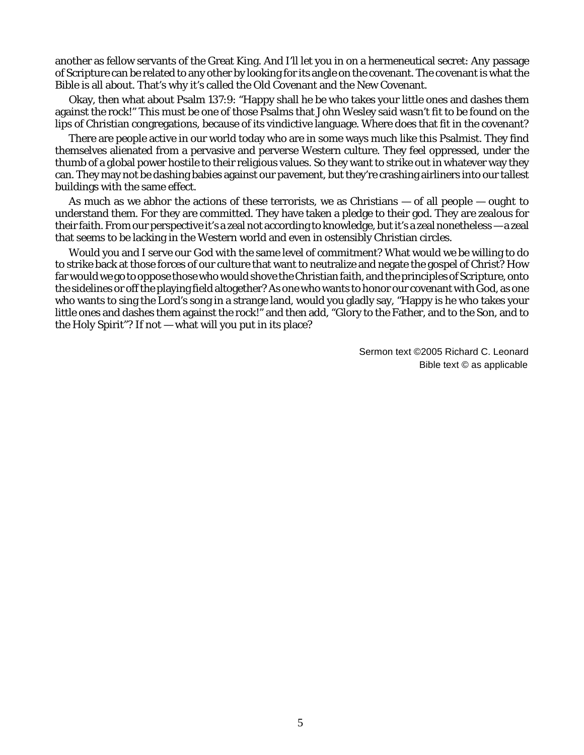another as fellow servants of the Great King. And I'll let you in on a hermeneutical secret: Any passage of Scripture can be related to any other by looking for its angle on the covenant. The covenant is what the Bible is all about. That's why it's called the Old Covenant and the New Covenant.

Okay, then what about Psalm 137:9: "Happy shall he be who takes your little ones and dashes them against the rock!" This must be one of those Psalms that John Wesley said wasn't fit to be found on the lips of Christian congregations, because of its vindictive language. Where does that fit in the covenant?

There are people active in our world today who are in some ways much like this Psalmist. They find themselves alienated from a pervasive and perverse Western culture. They feel oppressed, under the thumb of a global power hostile to their religious values. So they want to strike out in whatever way they can. They may not be dashing babies against our pavement, but they're crashing airliners into our tallest buildings with the same effect.

As much as we abhor the actions of these terrorists, we as Christians — of all people — ought to understand them. For they are committed. They have taken a pledge to their god. They are zealous for their faith. From our perspective it's a zeal not according to knowledge, but it's a zeal nonetheless — a zeal that seems to be lacking in the Western world and even in ostensibly Christian circles.

Would you and I serve our God with the same level of commitment? What would we be willing to do to strike back at those forces of our culture that want to neutralize and negate the gospel of Christ? How far would we go to oppose those who would shove the Christian faith, and the principles of Scripture, onto the sidelines or off the playing field altogether? As one who wants to honor our covenant with God, as one who wants to sing the Lord's song in a strange land, would you gladly say, "Happy is he who takes your little ones and dashes them against the rock!" and then add, "Glory to the Father, and to the Son, and to the Holy Spirit"? If not — what will you put in its place?

Sermon text ©2005 Richard C. Leonard
Bible text © as applicable